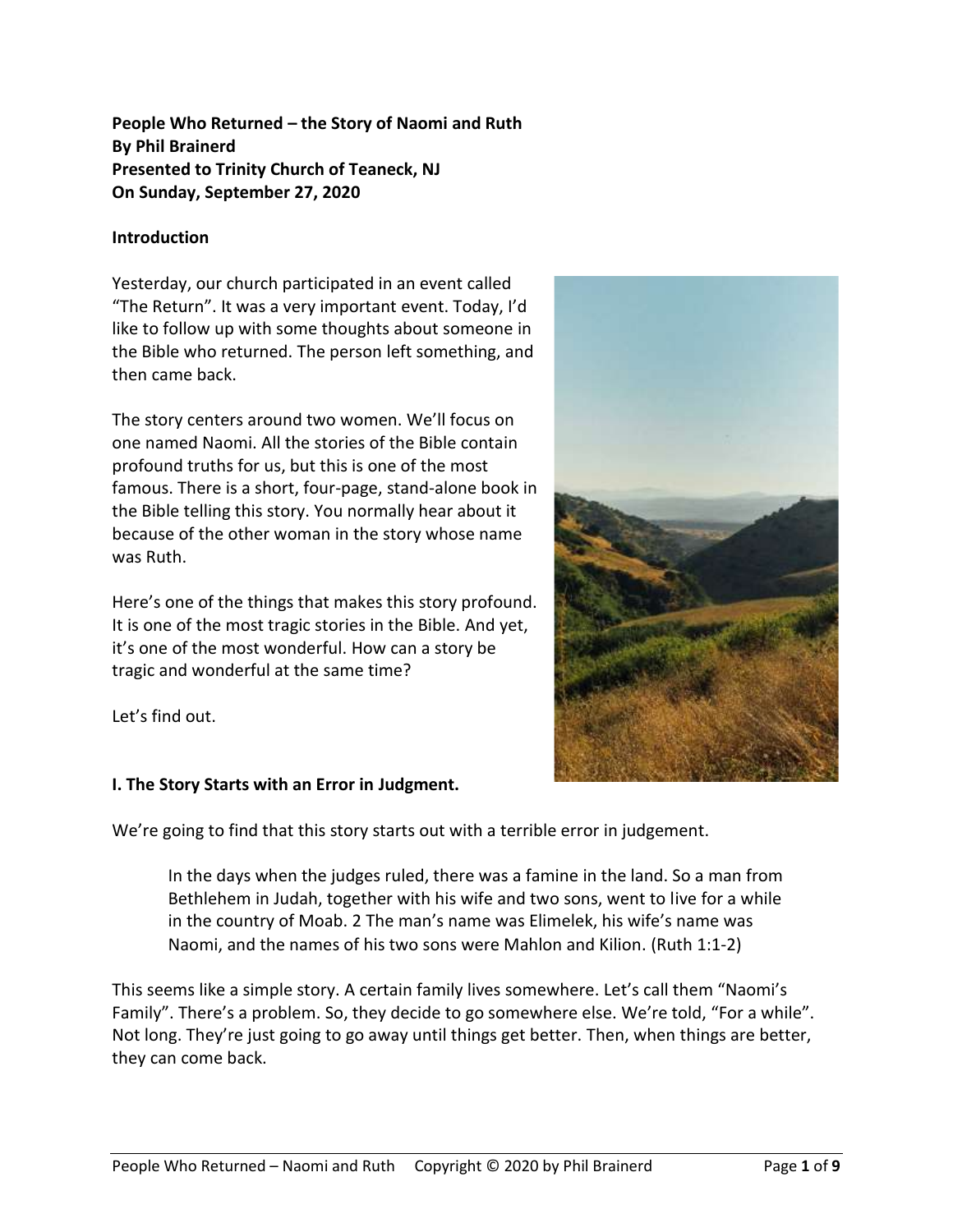**People Who Returned – the Story of Naomi and Ruth**
**By Phil Brainerd**
**Presented to Trinity Church of Teaneck, NJ**
**On Sunday, September 27, 2020**

## Introduction

Yesterday, our church participated in an event called "The Return". It was a very important event. Today, I'd like to follow up with some thoughts about someone in the Bible who returned. The person left something, and then came back.

The story centers around two women. We'll focus on one named Naomi. All the stories of the Bible contain profound truths for us, but this is one of the most famous. There is a short, four-page, stand-alone book in the Bible telling this story. You normally hear about it because of the other woman in the story whose name was Ruth.

Here's one of the things that makes this story profound. It is one of the most tragic stories in the Bible. And yet, it's one of the most wonderful. How can a story be tragic and wonderful at the same time?

Let's find out.

## I. The Story Starts with an Error in Judgment.

We're going to find that this story starts out with a terrible error in judgement.

> In the days when the judges ruled, there was a famine in the land. So a man from Bethlehem in Judah, together with his wife and two sons, went to live for a while in the country of Moab. 2 The man's name was Elimelek, his wife's name was Naomi, and the names of his two sons were Mahlon and Kilion. (Ruth 1:1-2)

This seems like a simple story. A certain family lives somewhere. Let's call them "Naomi's Family". There's a problem. So, they decide to go somewhere else. We're told, "For a while". Not long. They're just going to go away until things get better. Then, when things are better, they can come back.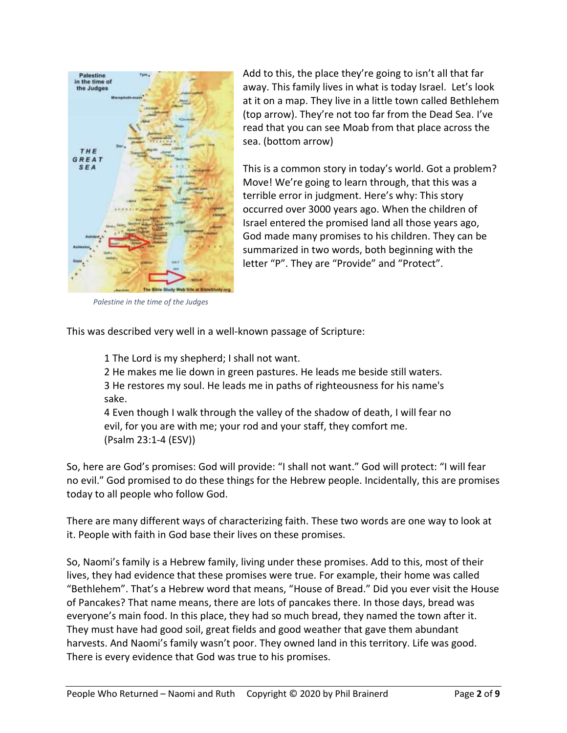Add to this, the place they're going to isn't all that far away. This family lives in what is today Israel. Let's look at it on a map. They live in a little town called Bethlehem (top arrow). They're not too far from the Dead Sea. I've read that you can see Moab from that place across the sea. (bottom arrow)

*Palestine in the time of the Judges*

This is a common story in today's world. Got a problem? Move! We're going to learn through, that this was a terrible error in judgment. Here's why: This story occurred over 3000 years ago. When the children of Israel entered the promised land all those years ago, God made many promises to his children. They can be summarized in two words, both beginning with the letter "P". They are "Provide" and "Protect".

This was described very well in a well-known passage of Scripture:

> 1 The Lord is my shepherd; I shall not want.
> 2 He makes me lie down in green pastures. He leads me beside still waters.
> 3 He restores my soul. He leads me in paths of righteousness for his name's sake.
> 4 Even though I walk through the valley of the shadow of death, I will fear no evil, for you are with me; your rod and your staff, they comfort me.
> (Psalm 23:1-4 (ESV))

So, here are God's promises: God will provide: "I shall not want." God will protect: "I will fear no evil." God promised to do these things for the Hebrew people. Incidentally, this are promises today to all people who follow God.

There are many different ways of characterizing faith. These two words are one way to look at it. People with faith in God base their lives on these promises.

So, Naomi's family is a Hebrew family, living under these promises. Add to this, most of their lives, they had evidence that these promises were true. For example, their home was called "Bethlehem". That's a Hebrew word that means, "House of Bread." Did you ever visit the House of Pancakes? That name means, there are lots of pancakes there. In those days, bread was everyone's main food. In this place, they had so much bread, they named the town after it. They must have had good soil, great fields and good weather that gave them abundant harvests. And Naomi's family wasn't poor. They owned land in this territory. Life was good. There is every evidence that God was true to his promises.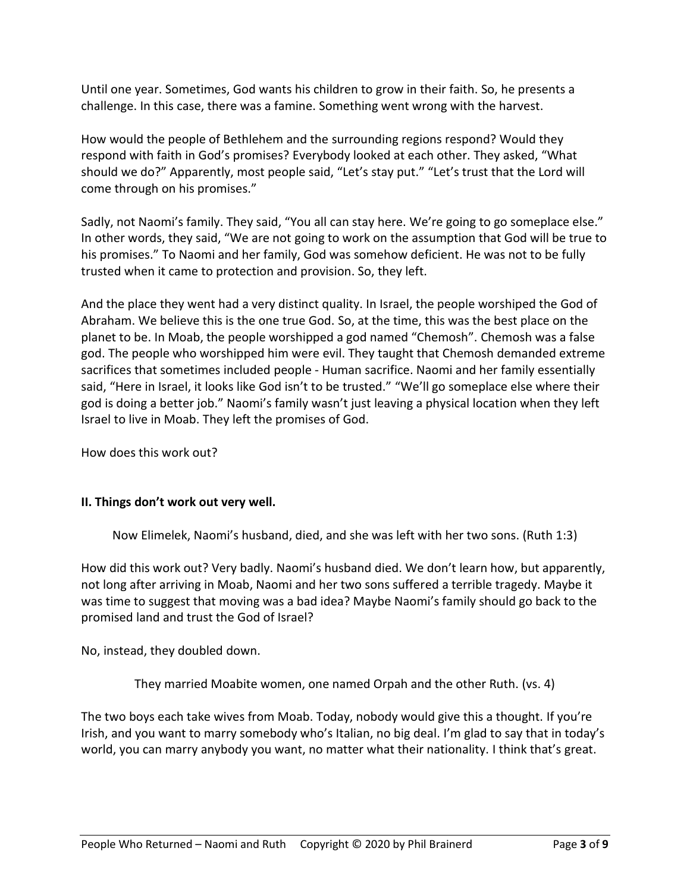Until one year. Sometimes, God wants his children to grow in their faith. So, he presents a challenge. In this case, there was a famine. Something went wrong with the harvest.

How would the people of Bethlehem and the surrounding regions respond? Would they respond with faith in God's promises? Everybody looked at each other. They asked, "What should we do?" Apparently, most people said, "Let's stay put." "Let's trust that the Lord will come through on his promises."

Sadly, not Naomi's family. They said, "You all can stay here. We're going to go someplace else." In other words, they said, "We are not going to work on the assumption that God will be true to his promises." To Naomi and her family, God was somehow deficient. He was not to be fully trusted when it came to protection and provision. So, they left.

And the place they went had a very distinct quality. In Israel, the people worshiped the God of Abraham. We believe this is the one true God. So, at the time, this was the best place on the planet to be. In Moab, the people worshipped a god named "Chemosh". Chemosh was a false god. The people who worshipped him were evil. They taught that Chemosh demanded extreme sacrifices that sometimes included people - Human sacrifice. Naomi and her family essentially said, "Here in Israel, it looks like God isn't to be trusted." "We'll go someplace else where their god is doing a better job." Naomi's family wasn't just leaving a physical location when they left Israel to live in Moab. They left the promises of God.

How does this work out?

## II. Things don't work out very well.

> Now Elimelek, Naomi's husband, died, and she was left with her two sons. (Ruth 1:3)

How did this work out? Very badly. Naomi's husband died. We don't learn how, but apparently, not long after arriving in Moab, Naomi and her two sons suffered a terrible tragedy. Maybe it was time to suggest that moving was a bad idea? Maybe Naomi's family should go back to the promised land and trust the God of Israel?

No, instead, they doubled down.

> They married Moabite women, one named Orpah and the other Ruth. (vs. 4)

The two boys each take wives from Moab. Today, nobody would give this a thought. If you're Irish, and you want to marry somebody who's Italian, no big deal. I'm glad to say that in today's world, you can marry anybody you want, no matter what their nationality. I think that's great.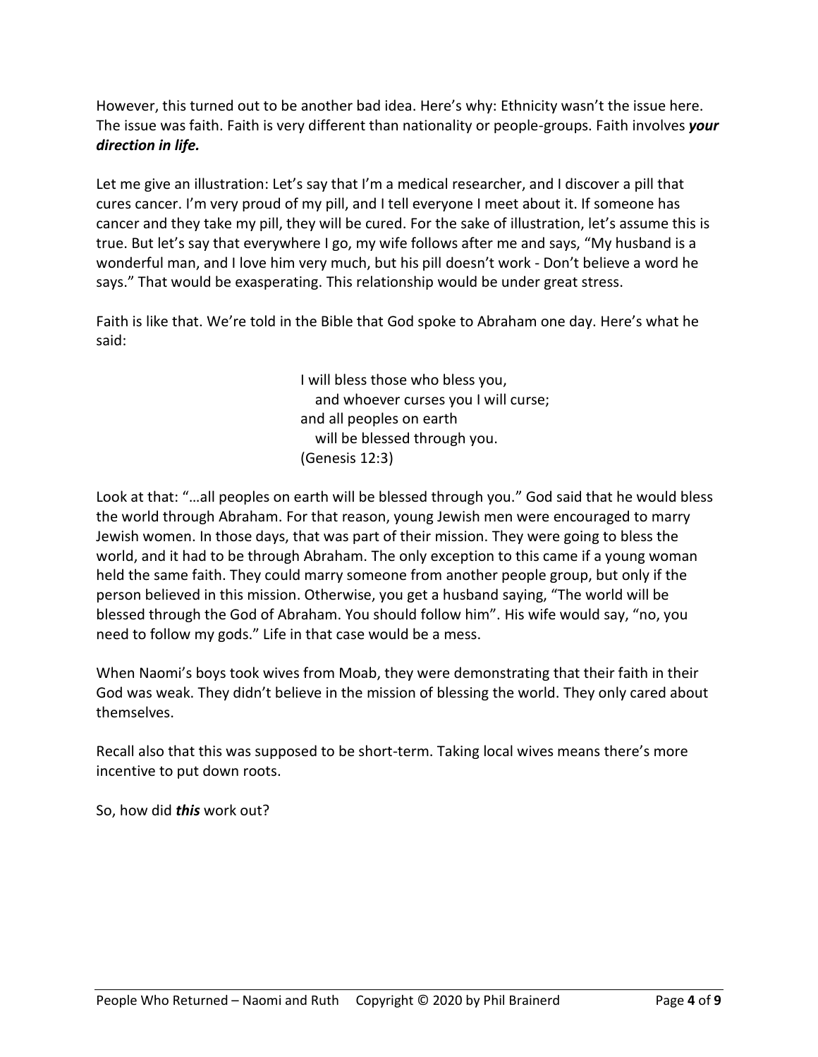However, this turned out to be another bad idea. Here's why: Ethnicity wasn't the issue here. The issue was faith. Faith is very different than nationality or people-groups. Faith involves ***your direction in life.***

Let me give an illustration: Let's say that I'm a medical researcher, and I discover a pill that cures cancer. I'm very proud of my pill, and I tell everyone I meet about it. If someone has cancer and they take my pill, they will be cured. For the sake of illustration, let's assume this is true. But let's say that everywhere I go, my wife follows after me and says, "My husband is a wonderful man, and I love him very much, but his pill doesn't work - Don't believe a word he says." That would be exasperating. This relationship would be under great stress.

Faith is like that. We're told in the Bible that God spoke to Abraham one day. Here's what he said:

> I will bless those who bless you,
>    and whoever curses you I will curse;
> and all peoples on earth
>    will be blessed through you.
> (Genesis 12:3)

Look at that: "…all peoples on earth will be blessed through you." God said that he would bless the world through Abraham. For that reason, young Jewish men were encouraged to marry Jewish women. In those days, that was part of their mission. They were going to bless the world, and it had to be through Abraham. The only exception to this came if a young woman held the same faith. They could marry someone from another people group, but only if the person believed in this mission. Otherwise, you get a husband saying, "The world will be blessed through the God of Abraham. You should follow him". His wife would say, "no, you need to follow my gods." Life in that case would be a mess.

When Naomi's boys took wives from Moab, they were demonstrating that their faith in their God was weak. They didn't believe in the mission of blessing the world. They only cared about themselves.

Recall also that this was supposed to be short-term. Taking local wives means there's more incentive to put down roots.

So, how did ***this*** work out?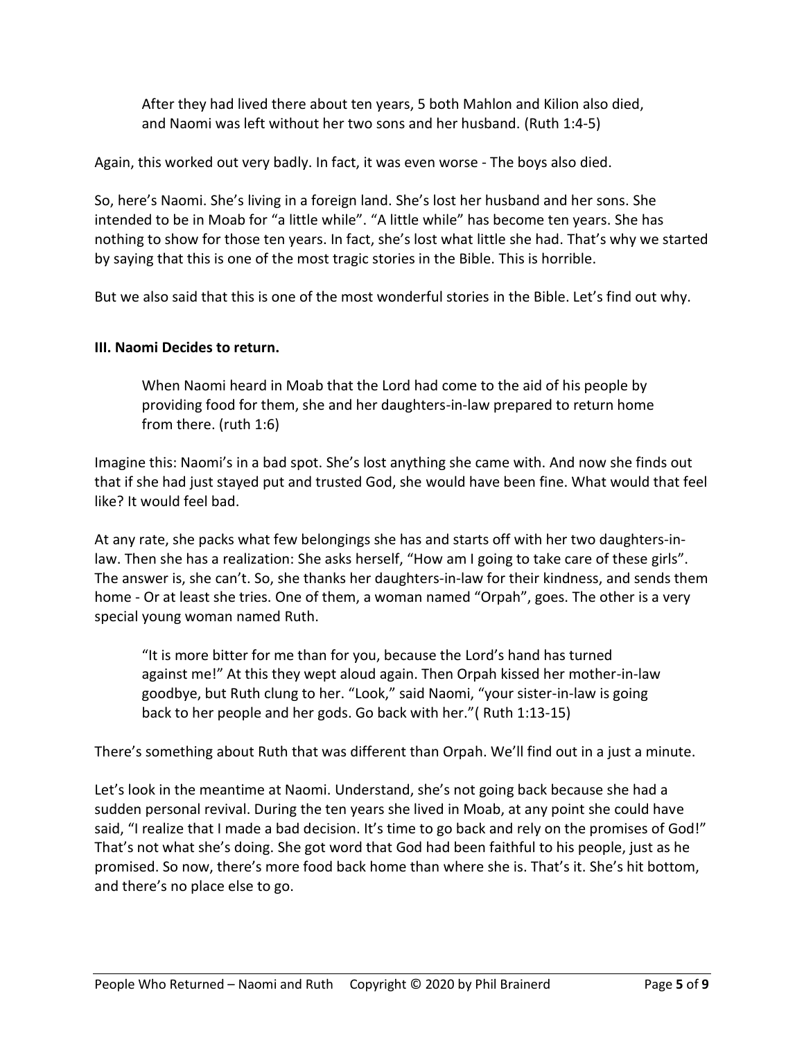> After they had lived there about ten years, 5 both Mahlon and Kilion also died, and Naomi was left without her two sons and her husband. (Ruth 1:4-5)

Again, this worked out very badly. In fact, it was even worse - The boys also died.

So, here's Naomi. She's living in a foreign land. She's lost her husband and her sons. She intended to be in Moab for "a little while". "A little while" has become ten years. She has nothing to show for those ten years. In fact, she's lost what little she had. That's why we started by saying that this is one of the most tragic stories in the Bible. This is horrible.

But we also said that this is one of the most wonderful stories in the Bible. Let's find out why.

**III. Naomi Decides to return.**

> When Naomi heard in Moab that the Lord had come to the aid of his people by providing food for them, she and her daughters-in-law prepared to return home from there. (ruth 1:6)

Imagine this: Naomi's in a bad spot. She's lost anything she came with. And now she finds out that if she had just stayed put and trusted God, she would have been fine. What would that feel like? It would feel bad.

At any rate, she packs what few belongings she has and starts off with her two daughters-in-law. Then she has a realization: She asks herself, "How am I going to take care of these girls". The answer is, she can't. So, she thanks her daughters-in-law for their kindness, and sends them home - Or at least she tries. One of them, a woman named "Orpah", goes. The other is a very special young woman named Ruth.

> "It is more bitter for me than for you, because the Lord's hand has turned against me!" At this they wept aloud again. Then Orpah kissed her mother-in-law goodbye, but Ruth clung to her. "Look," said Naomi, "your sister-in-law is going back to her people and her gods. Go back with her."( Ruth 1:13-15)

There's something about Ruth that was different than Orpah. We'll find out in a just a minute.

Let's look in the meantime at Naomi. Understand, she's not going back because she had a sudden personal revival. During the ten years she lived in Moab, at any point she could have said, "I realize that I made a bad decision. It's time to go back and rely on the promises of God!" That's not what she's doing. She got word that God had been faithful to his people, just as he promised. So now, there's more food back home than where she is. That's it. She's hit bottom, and there's no place else to go.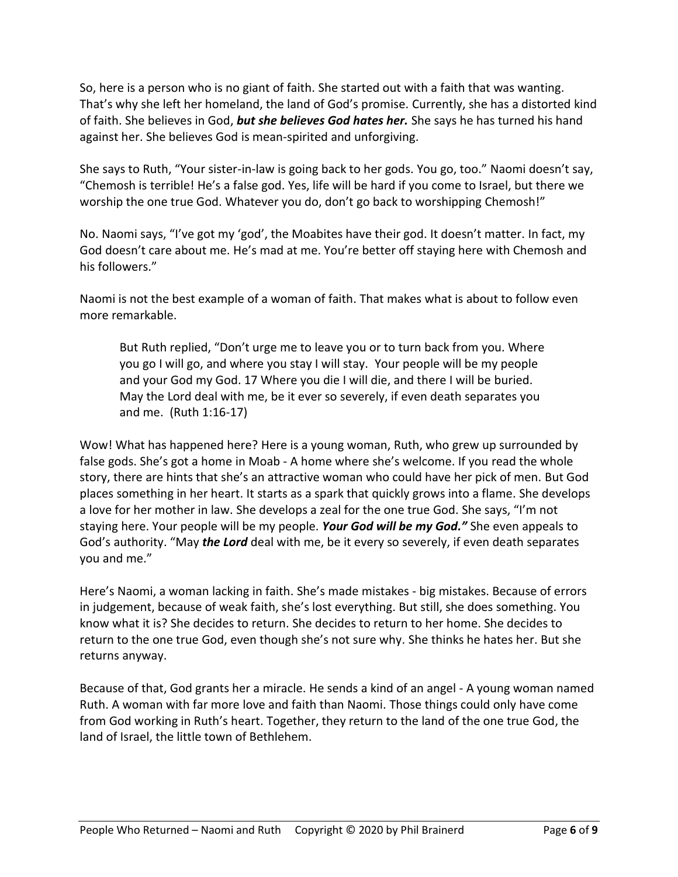So, here is a person who is no giant of faith. She started out with a faith that was wanting. That's why she left her homeland, the land of God's promise. Currently, she has a distorted kind of faith. She believes in God, ***but she believes God hates her.*** She says he has turned his hand against her. She believes God is mean-spirited and unforgiving.

She says to Ruth, "Your sister-in-law is going back to her gods. You go, too." Naomi doesn't say, "Chemosh is terrible! He's a false god. Yes, life will be hard if you come to Israel, but there we worship the one true God. Whatever you do, don't go back to worshipping Chemosh!"

No. Naomi says, "I've got my 'god', the Moabites have their god. It doesn't matter. In fact, my God doesn't care about me. He's mad at me. You're better off staying here with Chemosh and his followers."

Naomi is not the best example of a woman of faith. That makes what is about to follow even more remarkable.

> But Ruth replied, "Don't urge me to leave you or to turn back from you. Where you go I will go, and where you stay I will stay. Your people will be my people and your God my God. 17 Where you die I will die, and there I will be buried. May the Lord deal with me, be it ever so severely, if even death separates you and me. (Ruth 1:16-17)

Wow! What has happened here? Here is a young woman, Ruth, who grew up surrounded by false gods. She's got a home in Moab - A home where she's welcome. If you read the whole story, there are hints that she's an attractive woman who could have her pick of men. But God places something in her heart. It starts as a spark that quickly grows into a flame. She develops a love for her mother in law. She develops a zeal for the one true God. She says, "I'm not staying here. Your people will be my people. ***Your God will be my God."*** She even appeals to God's authority. "May ***the Lord*** deal with me, be it every so severely, if even death separates you and me."

Here's Naomi, a woman lacking in faith. She's made mistakes - big mistakes. Because of errors in judgement, because of weak faith, she's lost everything. But still, she does something. You know what it is? She decides to return. She decides to return to her home. She decides to return to the one true God, even though she's not sure why. She thinks he hates her. But she returns anyway.

Because of that, God grants her a miracle. He sends a kind of an angel - A young woman named Ruth. A woman with far more love and faith than Naomi. Those things could only have come from God working in Ruth's heart. Together, they return to the land of the one true God, the land of Israel, the little town of Bethlehem.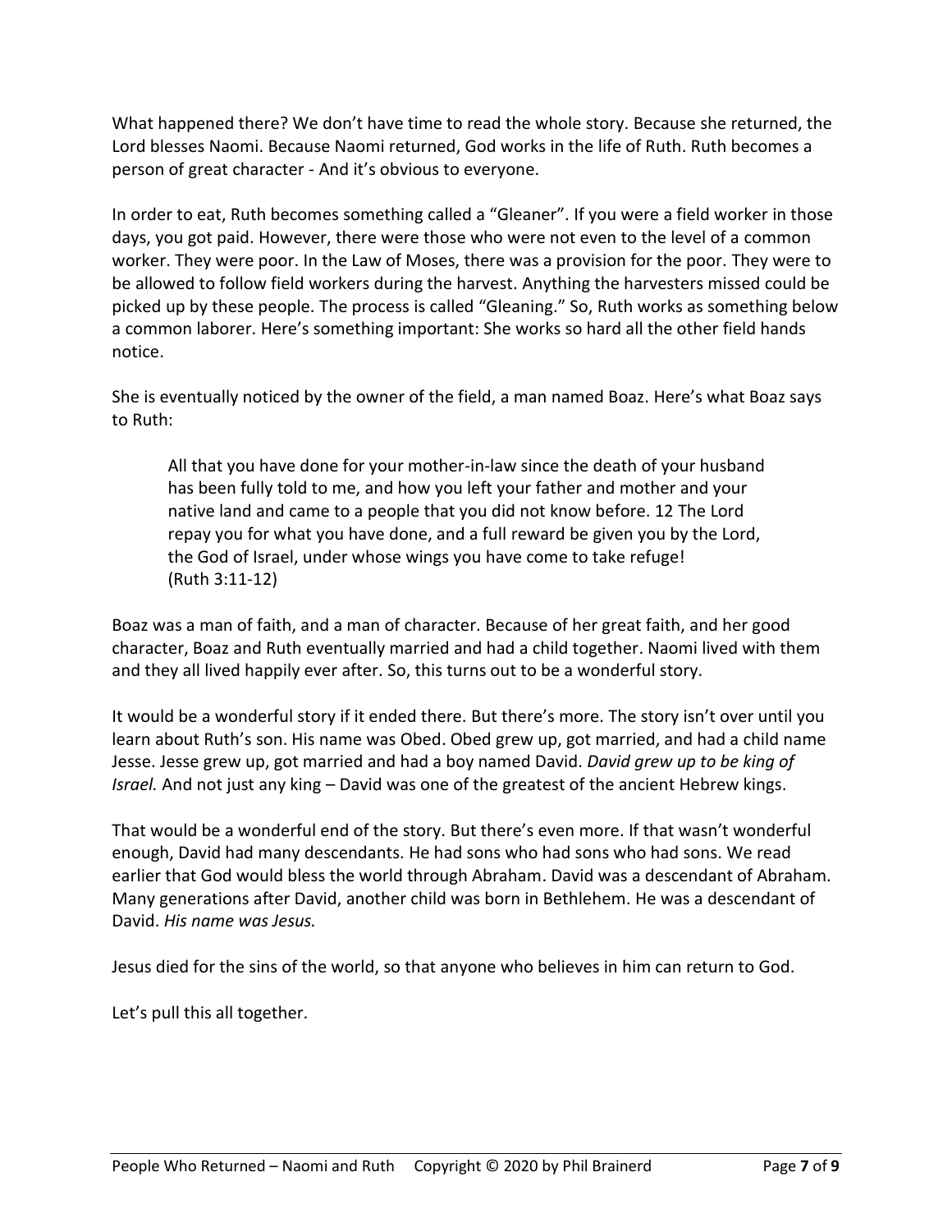What happened there? We don't have time to read the whole story. Because she returned, the Lord blesses Naomi. Because Naomi returned, God works in the life of Ruth. Ruth becomes a person of great character - And it's obvious to everyone.

In order to eat, Ruth becomes something called a "Gleaner". If you were a field worker in those days, you got paid. However, there were those who were not even to the level of a common worker. They were poor. In the Law of Moses, there was a provision for the poor. They were to be allowed to follow field workers during the harvest. Anything the harvesters missed could be picked up by these people. The process is called "Gleaning." So, Ruth works as something below a common laborer. Here's something important: She works so hard all the other field hands notice.

She is eventually noticed by the owner of the field, a man named Boaz. Here's what Boaz says to Ruth:

> All that you have done for your mother-in-law since the death of your husband has been fully told to me, and how you left your father and mother and your native land and came to a people that you did not know before. 12 The Lord repay you for what you have done, and a full reward be given you by the Lord, the God of Israel, under whose wings you have come to take refuge!
> (Ruth 3:11-12)

Boaz was a man of faith, and a man of character. Because of her great faith, and her good character, Boaz and Ruth eventually married and had a child together. Naomi lived with them and they all lived happily ever after. So, this turns out to be a wonderful story.

It would be a wonderful story if it ended there. But there's more. The story isn't over until you learn about Ruth's son. His name was Obed. Obed grew up, got married, and had a child name Jesse. Jesse grew up, got married and had a boy named David. *David grew up to be king of Israel.* And not just any king – David was one of the greatest of the ancient Hebrew kings.

That would be a wonderful end of the story. But there's even more. If that wasn't wonderful enough, David had many descendants. He had sons who had sons who had sons. We read earlier that God would bless the world through Abraham. David was a descendant of Abraham. Many generations after David, another child was born in Bethlehem. He was a descendant of David. *His name was Jesus.*

Jesus died for the sins of the world, so that anyone who believes in him can return to God.

Let's pull this all together.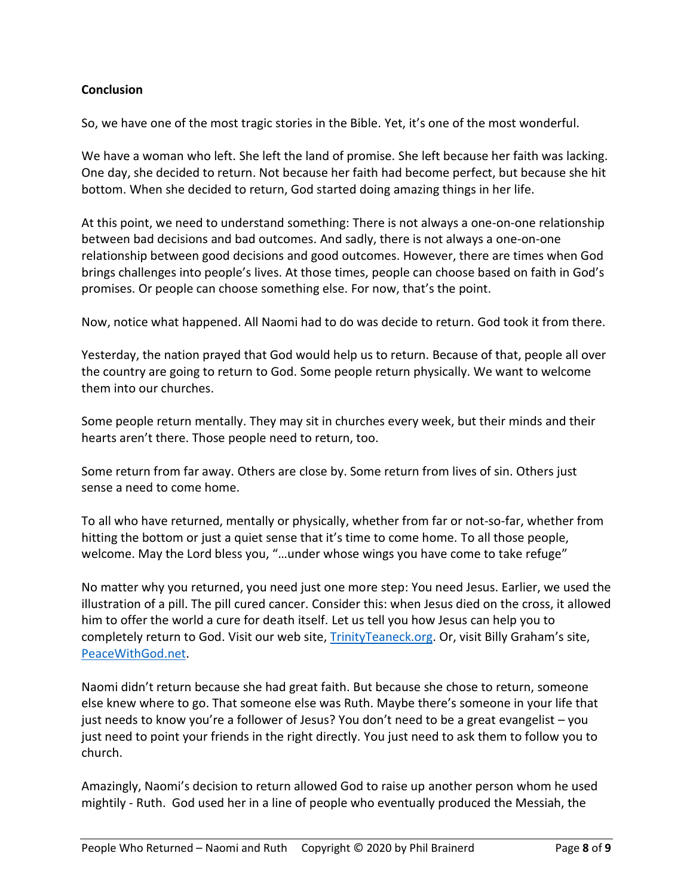**Conclusion**

So, we have one of the most tragic stories in the Bible. Yet, it's one of the most wonderful.

We have a woman who left. She left the land of promise. She left because her faith was lacking. One day, she decided to return. Not because her faith had become perfect, but because she hit bottom. When she decided to return, God started doing amazing things in her life.

At this point, we need to understand something: There is not always a one-on-one relationship between bad decisions and bad outcomes. And sadly, there is not always a one-on-one relationship between good decisions and good outcomes. However, there are times when God brings challenges into people's lives. At those times, people can choose based on faith in God's promises. Or people can choose something else. For now, that's the point.

Now, notice what happened. All Naomi had to do was decide to return. God took it from there.

Yesterday, the nation prayed that God would help us to return. Because of that, people all over the country are going to return to God. Some people return physically. We want to welcome them into our churches.

Some people return mentally. They may sit in churches every week, but their minds and their hearts aren't there. Those people need to return, too.

Some return from far away. Others are close by. Some return from lives of sin. Others just sense a need to come home.

To all who have returned, mentally or physically, whether from far or not-so-far, whether from hitting the bottom or just a quiet sense that it's time to come home. To all those people, welcome. May the Lord bless you, "…under whose wings you have come to take refuge"

No matter why you returned, you need just one more step: You need Jesus. Earlier, we used the illustration of a pill. The pill cured cancer. Consider this: when Jesus died on the cross, it allowed him to offer the world a cure for death itself. Let us tell you how Jesus can help you to completely return to God. Visit our web site, [TrinityTeaneck.org](TrinityTeaneck.org). Or, visit Billy Graham's site, [PeaceWithGod.net](PeaceWithGod.net).

Naomi didn't return because she had great faith. But because she chose to return, someone else knew where to go. That someone else was Ruth. Maybe there's someone in your life that just needs to know you're a follower of Jesus? You don't need to be a great evangelist – you just need to point your friends in the right directly. You just need to ask them to follow you to church.

Amazingly, Naomi's decision to return allowed God to raise up another person whom he used mightily - Ruth. God used her in a line of people who eventually produced the Messiah, the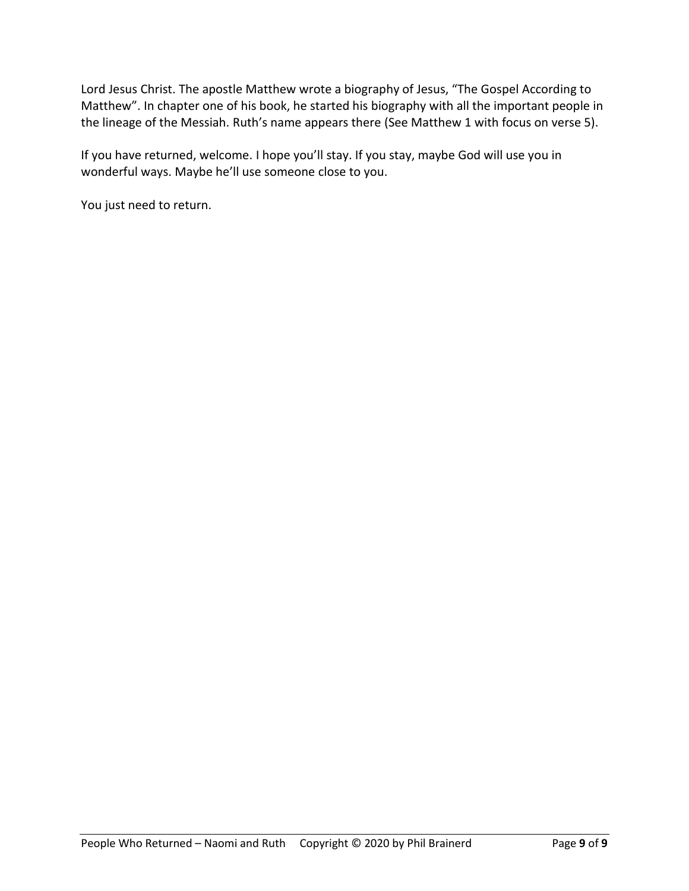Lord Jesus Christ. The apostle Matthew wrote a biography of Jesus, "The Gospel According to Matthew". In chapter one of his book, he started his biography with all the important people in the lineage of the Messiah. Ruth's name appears there (See Matthew 1 with focus on verse 5).

If you have returned, welcome. I hope you'll stay. If you stay, maybe God will use you in wonderful ways. Maybe he'll use someone close to you.

You just need to return.